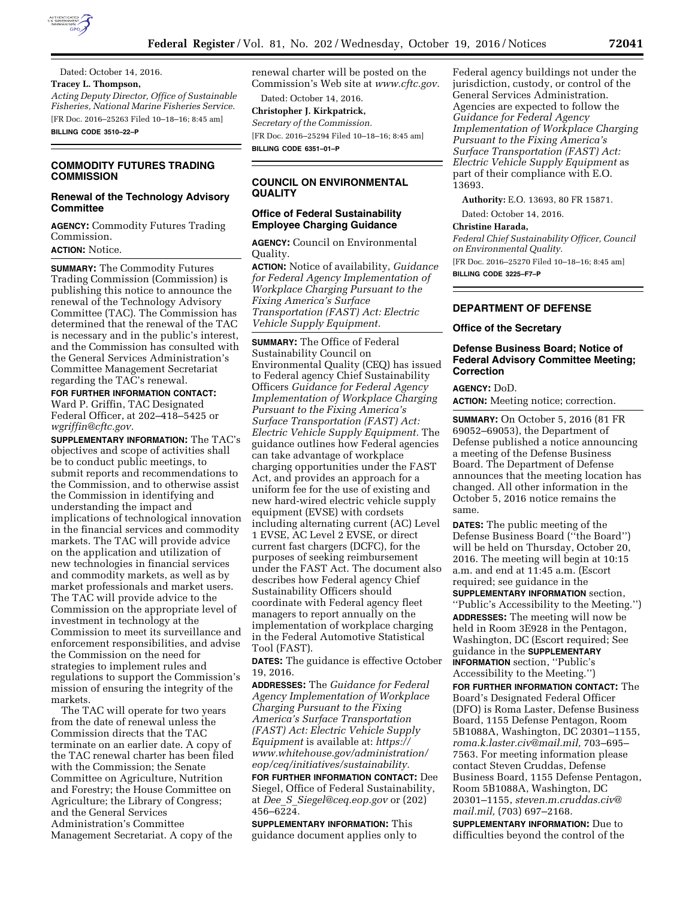Dated: October 14, 2016.

**Tracey L. Thompson,**

*Acting Deputy Director, Office of Sustainable Fisheries, National Marine Fisheries Service.*

[FR Doc. 2016–25263 Filed 10–18–16; 8:45 am]

**BILLING CODE 3510–22–P**

## COMMODITY FUTURES TRADING COMMISSION

### Renewal of the Technology Advisory Committee

**AGENCY:** Commodity Futures Trading Commission.

**ACTION:** Notice.

**SUMMARY:** The Commodity Futures Trading Commission (Commission) is publishing this notice to announce the renewal of the Technology Advisory Committee (TAC). The Commission has determined that the renewal of the TAC is necessary and in the public's interest, and the Commission has consulted with the General Services Administration's Committee Management Secretariat regarding the TAC's renewal.

**FOR FURTHER INFORMATION CONTACT:** Ward P. Griffin, TAC Designated Federal Officer, at 202–418–5425 or *wgriffin@cftc.gov.*

**SUPPLEMENTARY INFORMATION:** The TAC's objectives and scope of activities shall be to conduct public meetings, to submit reports and recommendations to the Commission, and to otherwise assist the Commission in identifying and understanding the impact and implications of technological innovation in the financial services and commodity markets. The TAC will provide advice on the application and utilization of new technologies in financial services and commodity markets, as well as by market professionals and market users. The TAC will provide advice to the Commission on the appropriate level of investment in technology at the Commission to meet its surveillance and enforcement responsibilities, and advise the Commission on the need for strategies to implement rules and regulations to support the Commission's mission of ensuring the integrity of the markets.

The TAC will operate for two years from the date of renewal unless the Commission directs that the TAC terminate on an earlier date. A copy of the TAC renewal charter has been filed with the Commission; the Senate Committee on Agriculture, Nutrition and Forestry; the House Committee on Agriculture; the Library of Congress; and the General Services Administration's Committee Management Secretariat. A copy of the renewal charter will be posted on the Commission's Web site at *www.cftc.gov.*

Dated: October 14, 2016.

**Christopher J. Kirkpatrick,**

*Secretary of the Commission.*

[FR Doc. 2016–25294 Filed 10–18–16; 8:45 am]

**BILLING CODE 6351–01–P**

## COUNCIL ON ENVIRONMENTAL QUALITY

### Office of Federal Sustainability Employee Charging Guidance

**AGENCY:** Council on Environmental Quality.

**ACTION:** Notice of availability, *Guidance for Federal Agency Implementation of Workplace Charging Pursuant to the Fixing America's Surface Transportation (FAST) Act: Electric Vehicle Supply Equipment.*

**SUMMARY:** The Office of Federal Sustainability Council on Environmental Quality (CEQ) has issued to Federal agency Chief Sustainability Officers *Guidance for Federal Agency Implementation of Workplace Charging Pursuant to the Fixing America's Surface Transportation (FAST) Act: Electric Vehicle Supply Equipment.* The guidance outlines how Federal agencies can take advantage of workplace charging opportunities under the FAST Act, and provides an approach for a uniform fee for the use of existing and new hard-wired electric vehicle supply equipment (EVSE) with cordsets including alternating current (AC) Level 1 EVSE, AC Level 2 EVSE, or direct current fast chargers (DCFC), for the purposes of seeking reimbursement under the FAST Act. The document also describes how Federal agency Chief Sustainability Officers should coordinate with Federal agency fleet managers to report annually on the implementation of workplace charging in the Federal Automotive Statistical Tool (FAST).

**DATES:** The guidance is effective October 19, 2016.

**ADDRESSES:** The *Guidance for Federal Agency Implementation of Workplace Charging Pursuant to the Fixing America's Surface Transportation (FAST) Act: Electric Vehicle Supply Equipment* is available at: *https://www.whitehouse.gov/administration/eop/ceq/initiatives/sustainability.*

**FOR FURTHER INFORMATION CONTACT:** Dee Siegel, Office of Federal Sustainability, at *Dee_S_Siegel@ceq.eop.gov* or (202) 456–6224.

**SUPPLEMENTARY INFORMATION:** This guidance document applies only to Federal agency buildings not under the jurisdiction, custody, or control of the General Services Administration. Agencies are expected to follow the *Guidance for Federal Agency Implementation of Workplace Charging Pursuant to the Fixing America's Surface Transportation (FAST) Act: Electric Vehicle Supply Equipment* as part of their compliance with E.O. 13693.

**Authority:** E.O. 13693, 80 FR 15871.

Dated: October 14, 2016.

**Christine Harada,**

*Federal Chief Sustainability Officer, Council on Environmental Quality.*

[FR Doc. 2016–25270 Filed 10–18–16; 8:45 am]

**BILLING CODE 3225–F7–P**

## DEPARTMENT OF DEFENSE

### Office of the Secretary

### Defense Business Board; Notice of Federal Advisory Committee Meeting; Correction

**AGENCY:** DoD.

**ACTION:** Meeting notice; correction.

**SUMMARY:** On October 5, 2016 (81 FR 69052–69053), the Department of Defense published a notice announcing a meeting of the Defense Business Board. The Department of Defense announces that the meeting location has changed. All other information in the October 5, 2016 notice remains the same.

**DATES:** The public meeting of the Defense Business Board ("the Board") will be held on Thursday, October 20, 2016. The meeting will begin at 10:15 a.m. and end at 11:45 a.m. (Escort required; see guidance in the **SUPPLEMENTARY INFORMATION** section, "Public's Accessibility to the Meeting.")

**ADDRESSES:** The meeting will now be held in Room 3E928 in the Pentagon, Washington, DC (Escort required; See guidance in the **SUPPLEMENTARY INFORMATION** section, "Public's Accessibility to the Meeting.")

**FOR FURTHER INFORMATION CONTACT:** The Board's Designated Federal Officer (DFO) is Roma Laster, Defense Business Board, 1155 Defense Pentagon, Room 5B1088A, Washington, DC 20301–1155, *roma.k.laster.civ@mail.mil,* 703–695–7563. For meeting information please contact Steven Cruddas, Defense Business Board, 1155 Defense Pentagon, Room 5B1088A, Washington, DC 20301–1155, *steven.m.cruddas.civ@mail.mil,* (703) 697–2168.

**SUPPLEMENTARY INFORMATION:** Due to difficulties beyond the control of the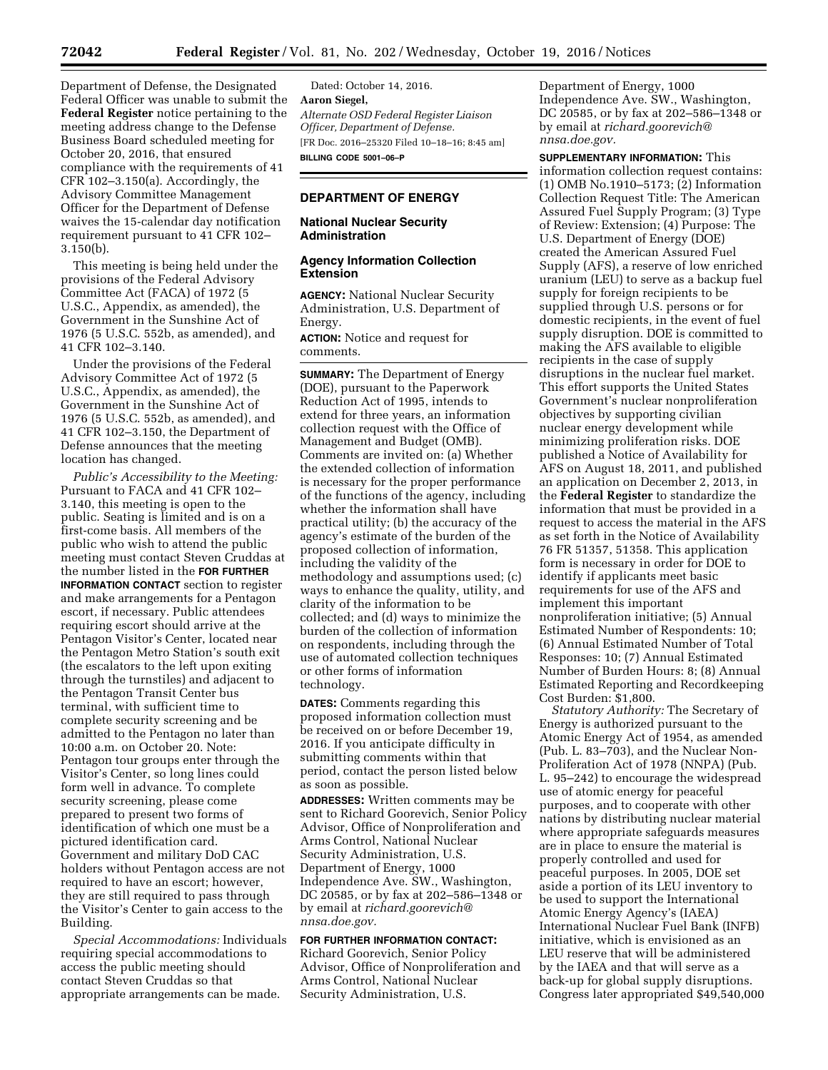Department of Defense, the Designated Federal Officer was unable to submit the **Federal Register** notice pertaining to the meeting address change to the Defense Business Board scheduled meeting for October 20, 2016, that ensured compliance with the requirements of 41 CFR 102–3.150(a). Accordingly, the Advisory Committee Management Officer for the Department of Defense waives the 15-calendar day notification requirement pursuant to 41 CFR 102–3.150(b).

This meeting is being held under the provisions of the Federal Advisory Committee Act (FACA) of 1972 (5 U.S.C., Appendix, as amended), the Government in the Sunshine Act of 1976 (5 U.S.C. 552b, as amended), and 41 CFR 102–3.140.

Under the provisions of the Federal Advisory Committee Act of 1972 (5 U.S.C., Appendix, as amended), the Government in the Sunshine Act of 1976 (5 U.S.C. 552b, as amended), and 41 CFR 102–3.150, the Department of Defense announces that the meeting location has changed.

*Public's Accessibility to the Meeting:* Pursuant to FACA and 41 CFR 102–3.140, this meeting is open to the public. Seating is limited and is on a first-come basis. All members of the public who wish to attend the public meeting must contact Steven Cruddas at the number listed in the **FOR FURTHER INFORMATION CONTACT** section to register and make arrangements for a Pentagon escort, if necessary. Public attendees requiring escort should arrive at the Pentagon Visitor's Center, located near the Pentagon Metro Station's south exit (the escalators to the left upon exiting through the turnstiles) and adjacent to the Pentagon Transit Center bus terminal, with sufficient time to complete security screening and be admitted to the Pentagon no later than 10:00 a.m. on October 20. Note: Pentagon tour groups enter through the Visitor's Center, so long lines could form well in advance. To complete security screening, please come prepared to present two forms of identification of which one must be a pictured identification card. Government and military DoD CAC holders without Pentagon access are not required to have an escort; however, they are still required to pass through the Visitor's Center to gain access to the Building.

*Special Accommodations:* Individuals requiring special accommodations to access the public meeting should contact Steven Cruddas so that appropriate arrangements can be made.

Dated: October 14, 2016.

**Aaron Siegel,**

*Alternate OSD Federal Register Liaison Officer, Department of Defense.*

[FR Doc. 2016–25320 Filed 10–18–16; 8:45 am]

**BILLING CODE 5001–06–P**

## DEPARTMENT OF ENERGY

### National Nuclear Security Administration

### Agency Information Collection Extension

**AGENCY:** National Nuclear Security Administration, U.S. Department of Energy.

**ACTION:** Notice and request for comments.

**SUMMARY:** The Department of Energy (DOE), pursuant to the Paperwork Reduction Act of 1995, intends to extend for three years, an information collection request with the Office of Management and Budget (OMB). Comments are invited on: (a) Whether the extended collection of information is necessary for the proper performance of the functions of the agency, including whether the information shall have practical utility; (b) the accuracy of the agency's estimate of the burden of the proposed collection of information, including the validity of the methodology and assumptions used; (c) ways to enhance the quality, utility, and clarity of the information to be collected; and (d) ways to minimize the burden of the collection of information on respondents, including through the use of automated collection techniques or other forms of information technology.

**DATES:** Comments regarding this proposed information collection must be received on or before December 19, 2016. If you anticipate difficulty in submitting comments within that period, contact the person listed below as soon as possible.

**ADDRESSES:** Written comments may be sent to Richard Goorevich, Senior Policy Advisor, Office of Nonproliferation and Arms Control, National Nuclear Security Administration, U.S. Department of Energy, 1000 Independence Ave. SW., Washington, DC 20585, or by fax at 202–586–1348 or by email at *richard.goorevich@nnsa.doe.gov.*

**FOR FURTHER INFORMATION CONTACT:** Richard Goorevich, Senior Policy Advisor, Office of Nonproliferation and Arms Control, National Nuclear Security Administration, U.S. Department of Energy, 1000 Independence Ave. SW., Washington, DC 20585, or by fax at 202–586–1348 or by email at *richard.goorevich@nnsa.doe.gov.*

**SUPPLEMENTARY INFORMATION:** This information collection request contains: (1) OMB No.1910–5173; (2) Information Collection Request Title: The American Assured Fuel Supply Program; (3) Type of Review: Extension; (4) Purpose: The U.S. Department of Energy (DOE) created the American Assured Fuel Supply (AFS), a reserve of low enriched uranium (LEU) to serve as a backup fuel supply for foreign recipients to be supplied through U.S. persons or for domestic recipients, in the event of fuel supply disruption. DOE is committed to making the AFS available to eligible recipients in the case of supply disruptions in the nuclear fuel market. This effort supports the United States Government's nuclear nonproliferation objectives by supporting civilian nuclear energy development while minimizing proliferation risks. DOE published a Notice of Availability for AFS on August 18, 2011, and published an application on December 2, 2013, in the **Federal Register** to standardize the information that must be provided in a request to access the material in the AFS as set forth in the Notice of Availability 76 FR 51357, 51358. This application form is necessary in order for DOE to identify if applicants meet basic requirements for use of the AFS and implement this important nonproliferation initiative; (5) Annual Estimated Number of Respondents: 10; (6) Annual Estimated Number of Total Responses: 10; (7) Annual Estimated Number of Burden Hours: 8; (8) Annual Estimated Reporting and Recordkeeping Cost Burden: $1,800.

*Statutory Authority:* The Secretary of Energy is authorized pursuant to the Atomic Energy Act of 1954, as amended (Pub. L. 83–703), and the Nuclear Non-Proliferation Act of 1978 (NNPA) (Pub. L. 95–242) to encourage the widespread use of atomic energy for peaceful purposes, and to cooperate with other nations by distributing nuclear material where appropriate safeguards measures are in place to ensure the material is properly controlled and used for peaceful purposes. In 2005, DOE set aside a portion of its LEU inventory to be used to support the International Atomic Energy Agency's (IAEA) International Nuclear Fuel Bank (INFB) initiative, which is envisioned as an LEU reserve that will be administered by the IAEA and that will serve as a back-up for global supply disruptions. Congress later appropriated $49,540,000